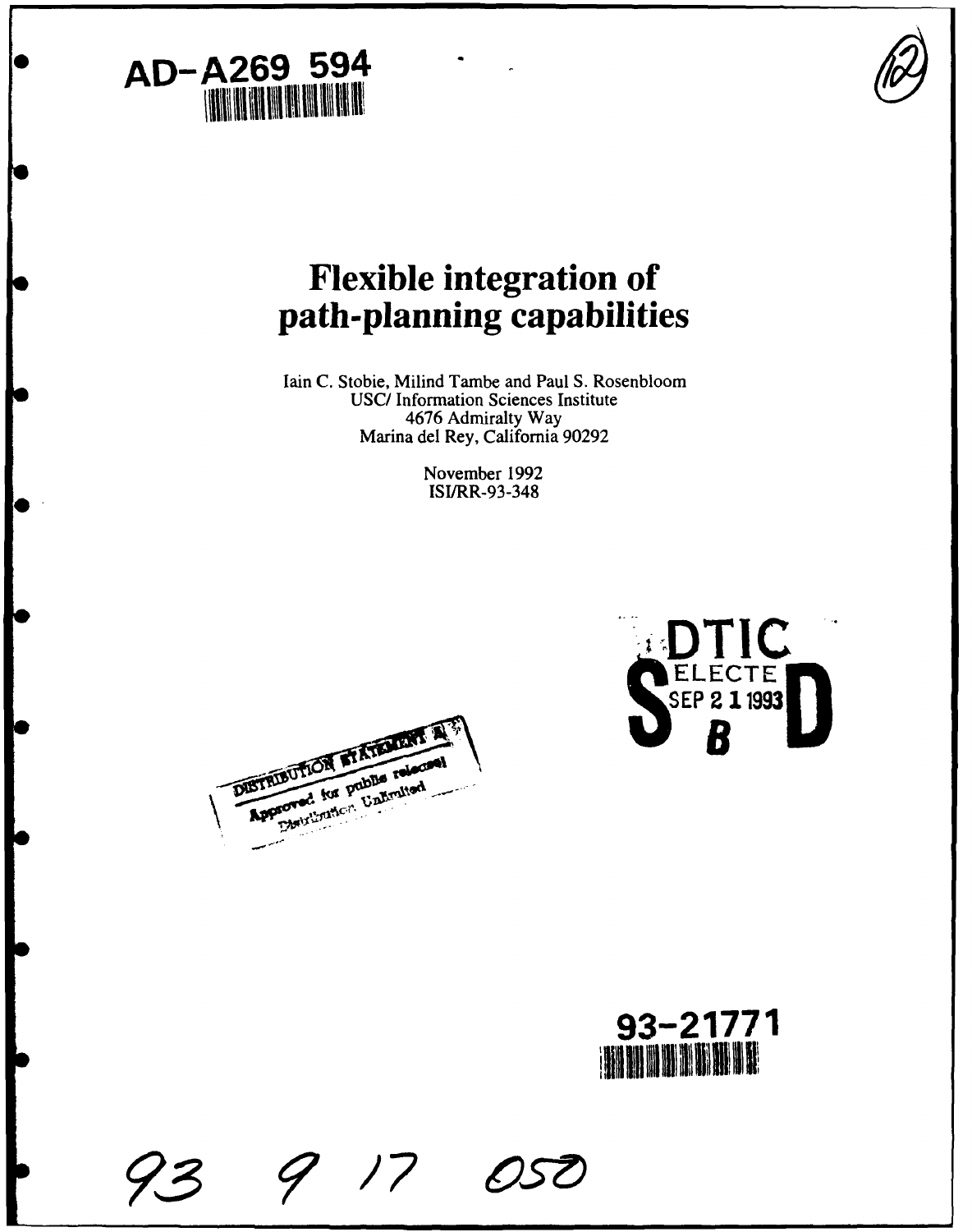AD-A269 594

# Flexible integration of path-planning capabilities

Iain C. Stobie, Milind Tambe and Paul S. Rosenbloom
USC/ Information Sciences Institute
4676 Admiralty Way
Marina del Rey, California 90292

November 1992
ISI/RR-93-348

DTIC
ELECTE
SEP 2 1 1993
S B D

DISTRIBUTION STATEMENT A
Approved for public release
Distribution Unlimited

93-21771

93 9 17 050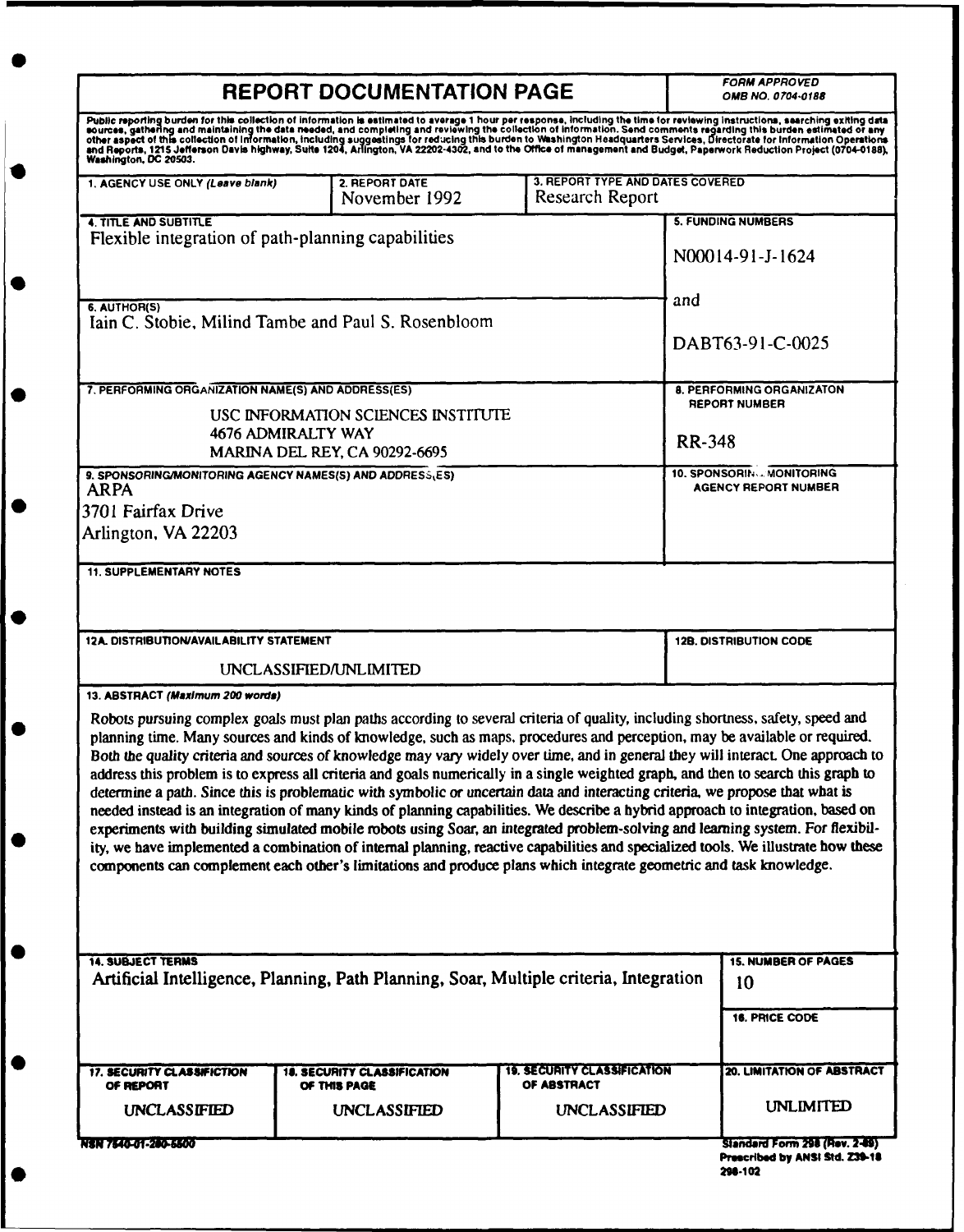# REPORT DOCUMENTATION PAGE

*FORM APPROVED*
*OMB NO. 0704-0188*

Public reporting burden for this collection of information is estimated to average 1 hour per response, including the time for reviewing instructions, searching exiting data sources, gathering and maintaining the data needed, and completing and reviewing the collection of information. Send comments regarding this burden estimated or any other aspect of this collection of information, including suggestings for reducing this burden to Washington Headquarters Services, Directorate for Information Operations and Reports, 1215 Jefferson Davis highway, Suite 1204, Arlington, VA 22202-4302, and to the Office of management and Budget, Paperwork Reduction Project (0704-0188), Washington, DC 20503.

| 1. AGENCY USE ONLY *(Leave blank)* | 2. REPORT DATE | 3. REPORT TYPE AND DATES COVERED |
|---|---|---|
| | November 1992 | Research Report |

**4. TITLE AND SUBTITLE**
Flexible integration of path-planning capabilities

**5. FUNDING NUMBERS**
N00014-91-J-1624
and
DABT63-91-C-0025

**6. AUTHOR(S)**
Iain C. Stobie, Milind Tambe and Paul S. Rosenbloom

**7. PERFORMING ORGANIZATION NAME(S) AND ADDRESS(ES)**
USC INFORMATION SCIENCES INSTITUTE
4676 ADMIRALTY WAY
MARINA DEL REY, CA 90292-6695

**8. PERFORMING ORGANIZATON REPORT NUMBER**
RR-348

**9. SPONSORING/MONITORING AGENCY NAMES(S) AND ADDRESS(ES)**
ARPA
3701 Fairfax Drive
Arlington, VA 22203

**10. SPONSORING/MONITORING AGENCY REPORT NUMBER**

**11. SUPPLEMENTARY NOTES**

**12A. DISTRIBUTION/AVAILABILITY STATEMENT**
UNCLASSIFIED/UNLIMITED

**12B. DISTRIBUTION CODE**

**13. ABSTRACT** *(Maximum 200 words)*

Robots pursuing complex goals must plan paths according to several criteria of quality, including shortness, safety, speed and planning time. Many sources and kinds of knowledge, such as maps, procedures and perception, may be available or required. Both the quality criteria and sources of knowledge may vary widely over time, and in general they will interact. One approach to address this problem is to express all criteria and goals numerically in a single weighted graph, and then to search this graph to determine a path. Since this is problematic with symbolic or uncertain data and interacting criteria, we propose that what is needed instead is an integration of many kinds of planning capabilities. We describe a hybrid approach to integration, based on experiments with building simulated mobile robots using Soar, an integrated problem-solving and learning system. For flexibility, we have implemented a combination of internal planning, reactive capabilities and specialized tools. We illustrate how these components can complement each other's limitations and produce plans which integrate geometric and task knowledge.

**14. SUBJECT TERMS**
Artificial Intelligence, Planning, Path Planning, Soar, Multiple criteria, Integration

**15. NUMBER OF PAGES**
10

**16. PRICE CODE**

| 17. SECURITY CLASSIFICTION OF REPORT | 18. SECURITY CLASSIFICATION OF THIS PAGE | 19. SECURITY CLASSIFICATION OF ABSTRACT | 20. LIMITATION OF ABSTRACT |
|---|---|---|---|
| UNCLASSIFIED | UNCLASSIFIED | UNCLASSIFIED | UNLIMITED |

NSN 7540-01-280-5500

Standard Form 298 (Rev. 2-89)
Prescribed by ANSI Std. Z39-18
298-102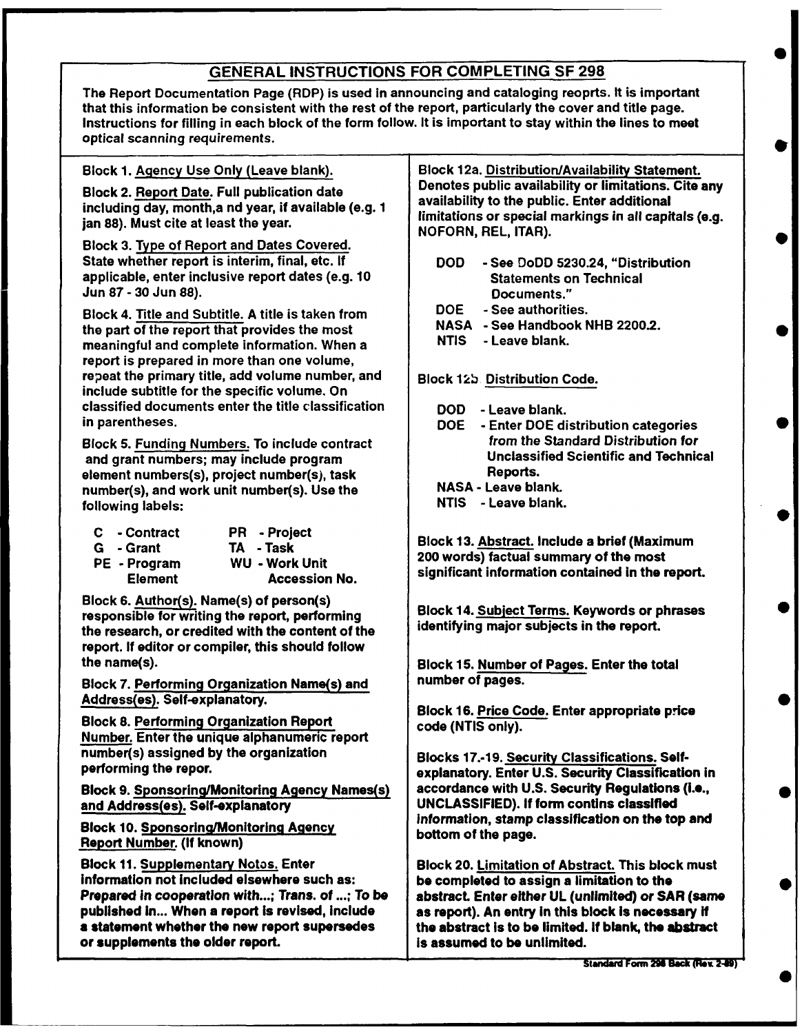# GENERAL INSTRUCTIONS FOR COMPLETING SF 298

**The Report Documentation Page (RDP) is used in announcing and cataloging reoprts. It is important that this information be consistent with the rest of the report, particularly the cover and title page. Instructions for filling in each block of the form follow. It is important to stay within the lines to meet optical scanning requirements.**

**Block 1.** Agency Use Only (Leave blank).

**Block 2.** Report Date. Full publication date including day, month,a nd year, if available (e.g. 1 jan 88). Must cite at least the year.

**Block 3.** Type of Report and Dates Covered. State whether report is interim, final, etc. If applicable, enter inclusive report dates (e.g. 10 Jun 87 - 30 Jun 88).

**Block 4.** Title and Subtitle. A title is taken from the part of the report that provides the most meaningful and complete information. When a report is prepared in more than one volume, repeat the primary title, add volume number, and include subtitle for the specific volume. On classified documents enter the title classification in parentheses.

**Block 5.** Funding Numbers. To include contract and grant numbers; may include program element numbers(s), project number(s), task number(s), and work unit number(s). Use the following labels:

| | | | |
|---|---|---|---|
| C | - Contract | PR | - Project |
| G | - Grant | TA | - Task |
| PE | - Program Element | WU | - Work Unit Accession No. |

**Block 6.** Author(s). Name(s) of person(s) responsible for writing the report, performing the research, or credited with the content of the report. If editor or compiler, this should follow the name(s).

**Block 7.** Performing Organization Name(s) and Address(es). Self-explanatory.

**Block 8.** Performing Organization Report Number. Enter the unique alphanumeric report number(s) assigned by the organization performing the repor.

**Block 9.** Sponsoring/Monitoring Agency Names(s) and Address(es). Self-explanatory

**Block 10.** Sponsoring/Monitoring Agency Report Number. (If known)

**Block 11.** Supplementary Notes. Enter information not included elsewhere such as: Prepared in cooperation with...; Trans. of ...; To be published in... When a report is revised, include a statement whether the new report supersedes or supplements the older report.

**Block 12a.** Distribution/Availability Statement. Denotes public availability or limitations. Cite any availability to the public. Enter additional limitations or special markings in all capitals (e.g. NOFORN, REL, ITAR).

- DOD - See DoDD 5230.24, "Distribution Statements on Technical Documents."
- DOE - See authorities.
- NASA - See Handbook NHB 2200.2.
- NTIS - Leave blank.

**Block 12b.** Distribution Code.

- DOD - Leave blank.
- DOE - Enter DOE distribution categories from the Standard Distribution for Unclassified Scientific and Technical Reports.
- NASA - Leave blank.
- NTIS - Leave blank.

**Block 13.** Abstract. Include a brief (Maximum 200 words) factual summary of the most significant information contained in the report.

**Block 14.** Subject Terms. Keywords or phrases identifying major subjects in the report.

**Block 15.** Number of Pages. Enter the total number of pages.

**Block 16.** Price Code. Enter appropriate price code (NTIS only).

**Blocks 17.-19.** Security Classifications. Self-explanatory. Enter U.S. Security Classification in accordance with U.S. Security Regulations (i.e., UNCLASSIFIED). If form contins classified information, stamp classification on the top and bottom of the page.

**Block 20.** Limitation of Abstract. This block must be completed to assign a limitation to the abstract. Enter either UL (unlimited) or SAR (same as report). An entry in this block is necessary if the abstract is to be limited. If blank, the abstract is assumed to be unlimited.

Standard Form 298 Back (Rev. 2-89)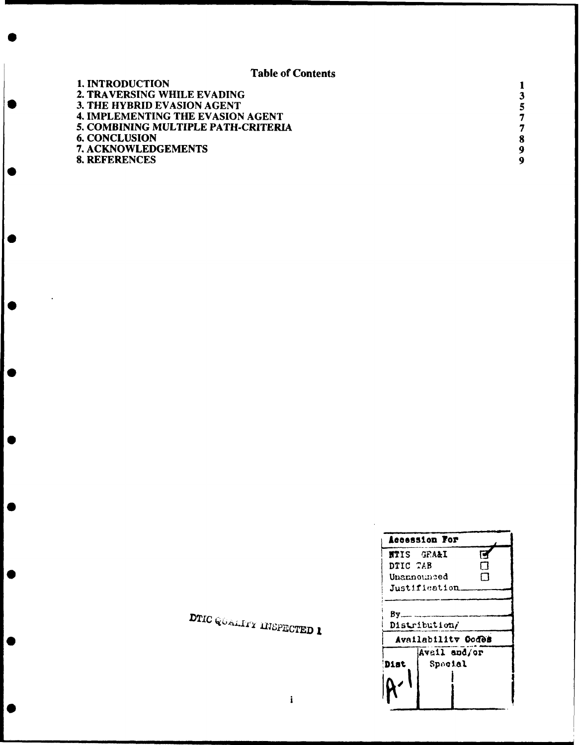## Table of Contents

| | |
|---|---|
| 1. INTRODUCTION | 1 |
| 2. TRAVERSING WHILE EVADING | 3 |
| 3. THE HYBRID EVASION AGENT | 5 |
| 4. IMPLEMENTING THE EVASION AGENT | 7 |
| 5. COMBINING MULTIPLE PATH-CRITERIA | 7 |
| 6. CONCLUSION | 8 |
| 7. ACKNOWLEDGEMENTS | 9 |
| 8. REFERENCES | 9 |

DTIC QUALITY INSPECTED 1

| Accession For | |
|---|---|
| NTIS GRA&I | ☑ |
| DTIC TAB | ☐ |
| Unannounced | ☐ |
| Justification | |
| By | |
| Distribution/ | |
| Availability Codes | |
| Dist | Avail and/or Special |
| A-1 | |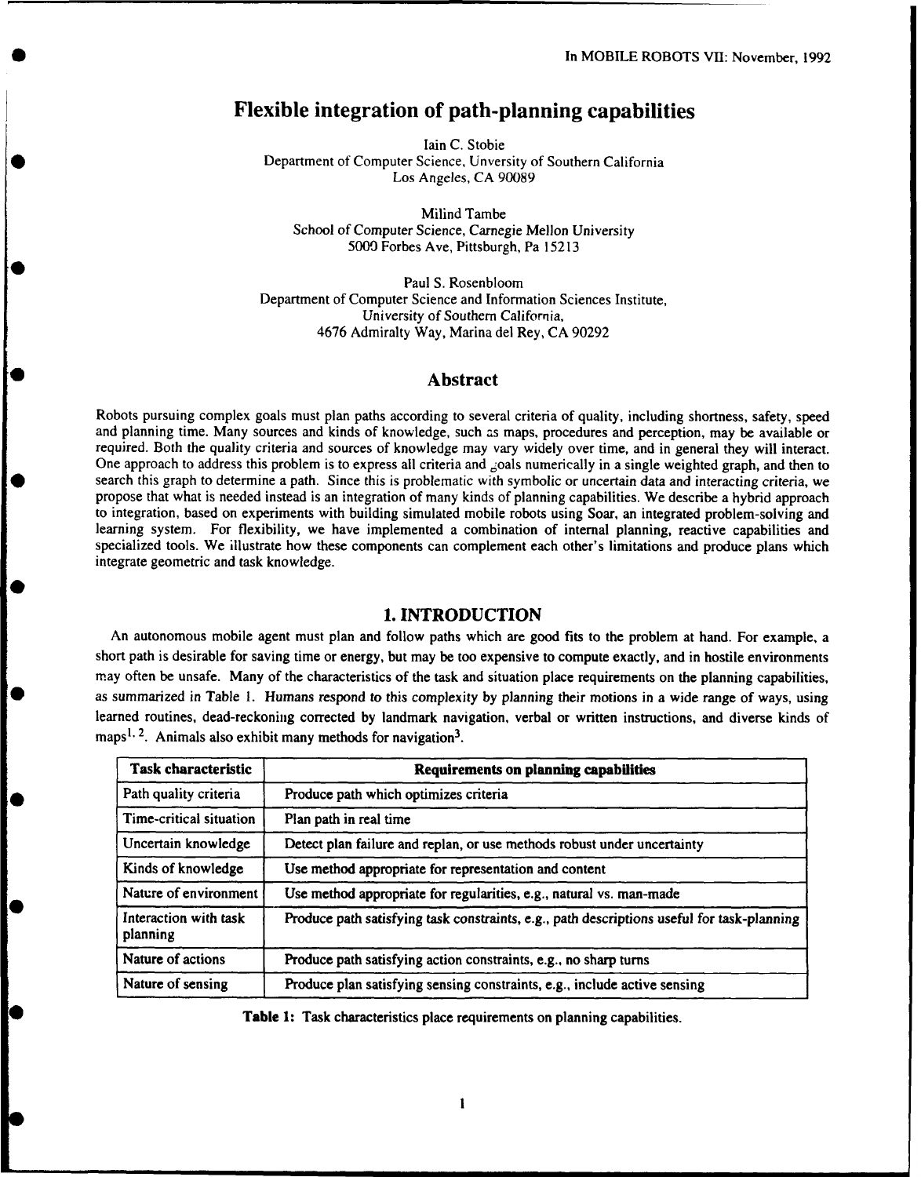# Flexible integration of path-planning capabilities

Iain C. Stobie
Department of Computer Science, Unversity of Southern California
Los Angeles, CA 90089

Milind Tambe
School of Computer Science, Carnegie Mellon University
5000 Forbes Ave, Pittsburgh, Pa 15213

Paul S. Rosenbloom
Department of Computer Science and Information Sciences Institute,
University of Southern California,
4676 Admiralty Way, Marina del Rey, CA 90292

## Abstract

Robots pursuing complex goals must plan paths according to several criteria of quality, including shortness, safety, speed and planning time. Many sources and kinds of knowledge, such as maps, procedures and perception, may be available or required. Both the quality criteria and sources of knowledge may vary widely over time, and in general they will interact. One approach to address this problem is to express all criteria and goals numerically in a single weighted graph, and then to search this graph to determine a path. Since this is problematic with symbolic or uncertain data and interacting criteria, we propose that what is needed instead is an integration of many kinds of planning capabilities. We describe a hybrid approach to integration, based on experiments with building simulated mobile robots using Soar, an integrated problem-solving and learning system. For flexibility, we have implemented a combination of internal planning, reactive capabilities and specialized tools. We illustrate how these components can complement each other's limitations and produce plans which integrate geometric and task knowledge.

## 1. INTRODUCTION

An autonomous mobile agent must plan and follow paths which are good fits to the problem at hand. For example, a short path is desirable for saving time or energy, but may be too expensive to compute exactly, and in hostile environments may often be unsafe. Many of the characteristics of the task and situation place requirements on the planning capabilities, as summarized in Table 1. Humans respond to this complexity by planning their motions in a wide range of ways, using learned routines, dead-reckoning corrected by landmark navigation, verbal or written instructions, and diverse kinds of maps[1, 2]. Animals also exhibit many methods for navigation[3].

| Task characteristic | Requirements on planning capabilities |
|---|---|
| Path quality criteria | Produce path which optimizes criteria |
| Time-critical situation | Plan path in real time |
| Uncertain knowledge | Detect plan failure and replan, or use methods robust under uncertainty |
| Kinds of knowledge | Use method appropriate for representation and content |
| Nature of environment | Use method appropriate for regularities, e.g., natural vs. man-made |
| Interaction with task planning | Produce path satisfying task constraints, e.g., path descriptions useful for task-planning |
| Nature of actions | Produce path satisfying action constraints, e.g., no sharp turns |
| Nature of sensing | Produce plan satisfying sensing constraints, e.g., include active sensing |

**Table 1:** Task characteristics place requirements on planning capabilities.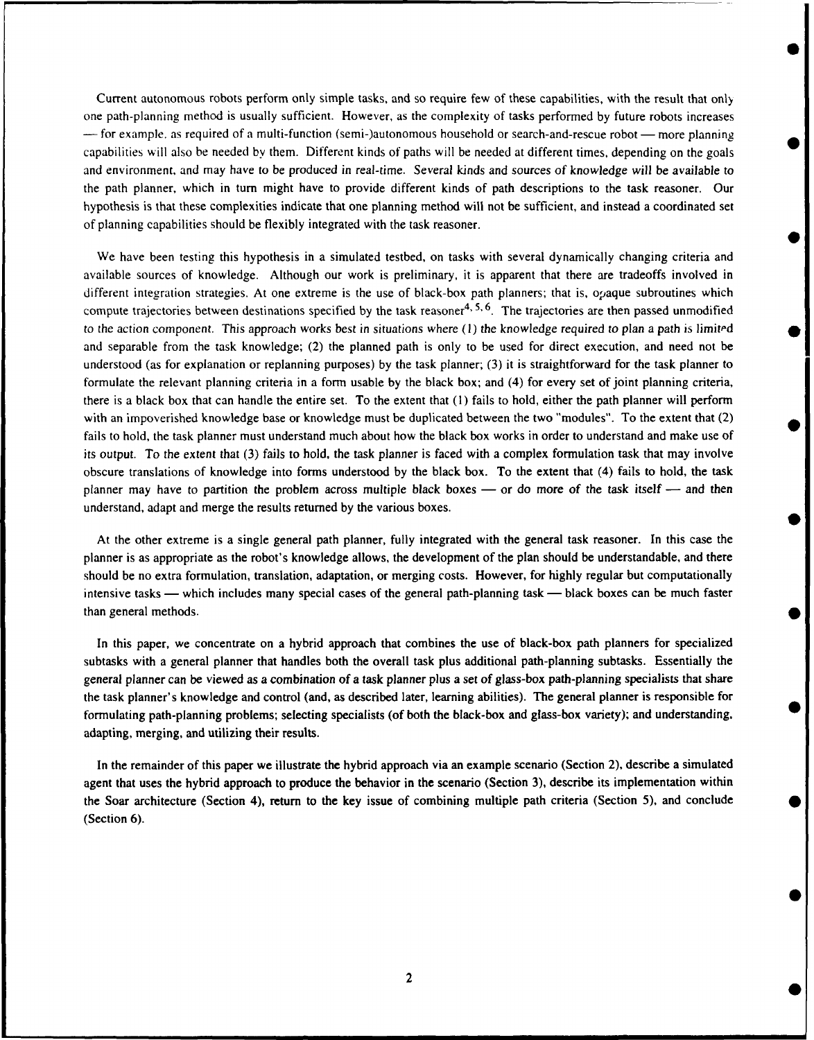Current autonomous robots perform only simple tasks, and so require few of these capabilities, with the result that only one path-planning method is usually sufficient. However, as the complexity of tasks performed by future robots increases — for example, as required of a multi-function (semi-)autonomous household or search-and-rescue robot — more planning capabilities will also be needed by them. Different kinds of paths will be needed at different times, depending on the goals and environment, and may have to be produced in real-time. Several kinds and sources of knowledge will be available to the path planner, which in turn might have to provide different kinds of path descriptions to the task reasoner. Our hypothesis is that these complexities indicate that one planning method will not be sufficient, and instead a coordinated set of planning capabilities should be flexibly integrated with the task reasoner.

We have been testing this hypothesis in a simulated testbed, on tasks with several dynamically changing criteria and available sources of knowledge. Although our work is preliminary, it is apparent that there are tradeoffs involved in different integration strategies. At one extreme is the use of black-box path planners; that is, opaque subroutines which compute trajectories between destinations specified by the task reasoner[4, 5, 6]. The trajectories are then passed unmodified to the action component. This approach works best in situations where (1) the knowledge required to plan a path is limited and separable from the task knowledge; (2) the planned path is only to be used for direct execution, and need not be understood (as for explanation or replanning purposes) by the task planner; (3) it is straightforward for the task planner to formulate the relevant planning criteria in a form usable by the black box; and (4) for every set of joint planning criteria, there is a black box that can handle the entire set. To the extent that (1) fails to hold, either the path planner will perform with an impoverished knowledge base or knowledge must be duplicated between the two "modules". To the extent that (2) fails to hold, the task planner must understand much about how the black box works in order to understand and make use of its output. To the extent that (3) fails to hold, the task planner is faced with a complex formulation task that may involve obscure translations of knowledge into forms understood by the black box. To the extent that (4) fails to hold, the task planner may have to partition the problem across multiple black boxes — or do more of the task itself — and then understand, adapt and merge the results returned by the various boxes.

At the other extreme is a single general path planner, fully integrated with the general task reasoner. In this case the planner is as appropriate as the robot's knowledge allows, the development of the plan should be understandable, and there should be no extra formulation, translation, adaptation, or merging costs. However, for highly regular but computationally intensive tasks — which includes many special cases of the general path-planning task — black boxes can be much faster than general methods.

In this paper, we concentrate on a hybrid approach that combines the use of black-box path planners for specialized subtasks with a general planner that handles both the overall task plus additional path-planning subtasks. Essentially the general planner can be viewed as a combination of a task planner plus a set of glass-box path-planning specialists that share the task planner's knowledge and control (and, as described later, learning abilities). The general planner is responsible for formulating path-planning problems; selecting specialists (of both the black-box and glass-box variety); and understanding, adapting, merging, and utilizing their results.

In the remainder of this paper we illustrate the hybrid approach via an example scenario (Section 2), describe a simulated agent that uses the hybrid approach to produce the behavior in the scenario (Section 3), describe its implementation within the Soar architecture (Section 4), return to the key issue of combining multiple path criteria (Section 5), and conclude (Section 6).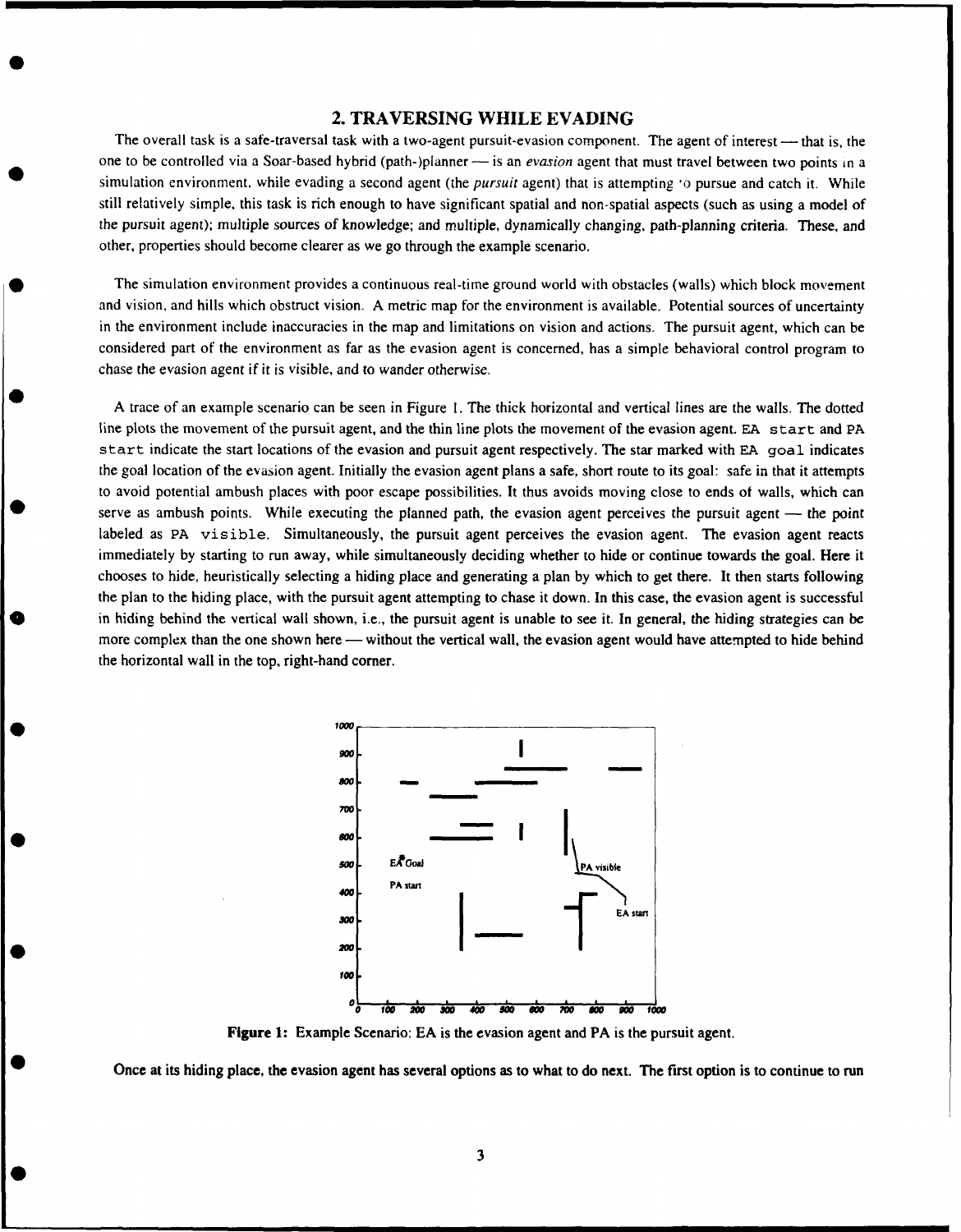## 2. TRAVERSING WHILE EVADING

The overall task is a safe-traversal task with a two-agent pursuit-evasion component. The agent of interest — that is, the one to be controlled via a Soar-based hybrid (path-)planner — is an *evasion* agent that must travel between two points in a simulation environment, while evading a second agent (the *pursuit* agent) that is attempting to pursue and catch it. While still relatively simple, this task is rich enough to have significant spatial and non-spatial aspects (such as using a model of the pursuit agent); multiple sources of knowledge; and multiple, dynamically changing, path-planning criteria. These, and other, properties should become clearer as we go through the example scenario.

The simulation environment provides a continuous real-time ground world with obstacles (walls) which block movement and vision, and hills which obstruct vision. A metric map for the environment is available. Potential sources of uncertainty in the environment include inaccuracies in the map and limitations on vision and actions. The pursuit agent, which can be considered part of the environment as far as the evasion agent is concerned, has a simple behavioral control program to chase the evasion agent if it is visible, and to wander otherwise.

A trace of an example scenario can be seen in Figure 1. The thick horizontal and vertical lines are the walls. The dotted line plots the movement of the pursuit agent, and the thin line plots the movement of the evasion agent. `EA start` and `PA start` indicate the start locations of the evasion and pursuit agent respectively. The star marked with `EA goal` indicates the goal location of the evasion agent. Initially the evasion agent plans a safe, short route to its goal: safe in that it attempts to avoid potential ambush places with poor escape possibilities. It thus avoids moving close to ends of walls, which can serve as ambush points. While executing the planned path, the evasion agent perceives the pursuit agent — the point labeled as `PA visible`. Simultaneously, the pursuit agent perceives the evasion agent. The evasion agent reacts immediately by starting to run away, while simultaneously deciding whether to hide or continue towards the goal. Here it chooses to hide, heuristically selecting a hiding place and generating a plan by which to get there. It then starts following the plan to the hiding place, with the pursuit agent attempting to chase it down. In this case, the evasion agent is successful in hiding behind the vertical wall shown, i.e., the pursuit agent is unable to see it. In general, the hiding strategies can be more complex than the one shown here — without the vertical wall, the evasion agent would have attempted to hide behind the horizontal wall in the top, right-hand corner.

**Figure 1:** Example Scenario: EA is the evasion agent and PA is the pursuit agent.

**Once at its hiding place, the evasion agent has several options as to what to do next. The first option is to continue to run**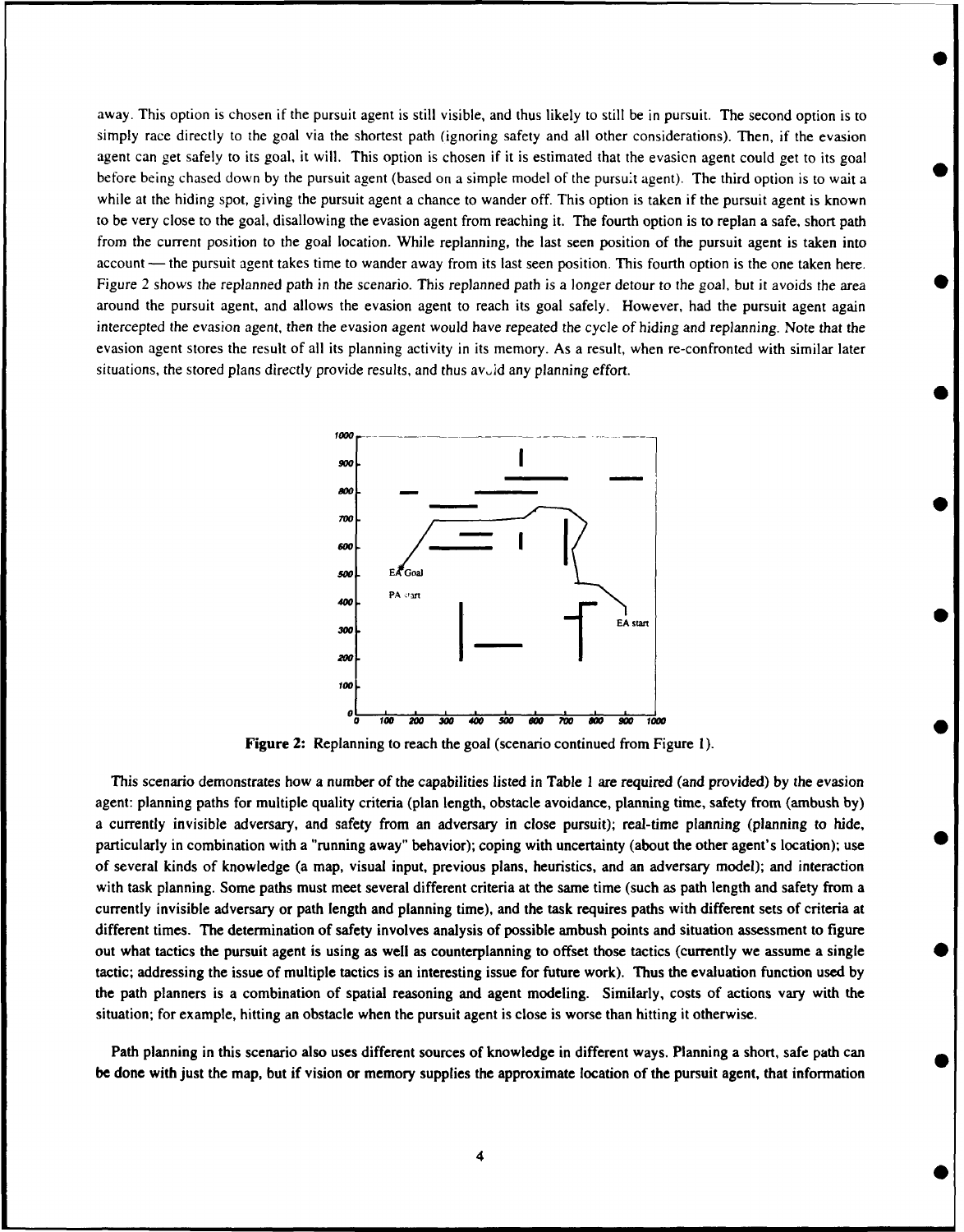away. This option is chosen if the pursuit agent is still visible, and thus likely to still be in pursuit. The second option is to simply race directly to the goal via the shortest path (ignoring safety and all other considerations). Then, if the evasion agent can get safely to its goal, it will. This option is chosen if it is estimated that the evasion agent could get to its goal before being chased down by the pursuit agent (based on a simple model of the pursuit agent). The third option is to wait a while at the hiding spot, giving the pursuit agent a chance to wander off. This option is taken if the pursuit agent is known to be very close to the goal, disallowing the evasion agent from reaching it. The fourth option is to replan a safe, short path from the current position to the goal location. While replanning, the last seen position of the pursuit agent is taken into account — the pursuit agent takes time to wander away from its last seen position. This fourth option is the one taken here. Figure 2 shows the replanned path in the scenario. This replanned path is a longer detour to the goal, but it avoids the area around the pursuit agent, and allows the evasion agent to reach its goal safely. However, had the pursuit agent again intercepted the evasion agent, then the evasion agent would have repeated the cycle of hiding and replanning. Note that the evasion agent stores the result of all its planning activity in its memory. As a result, when re-confronted with similar later situations, the stored plans directly provide results, and thus avoid any planning effort.

**Figure 2:** Replanning to reach the goal (scenario continued from Figure 1).

This scenario demonstrates how a number of the capabilities listed in Table 1 are required (and provided) by the evasion agent: planning paths for multiple quality criteria (plan length, obstacle avoidance, planning time, safety from (ambush by) a currently invisible adversary, and safety from an adversary in close pursuit); real-time planning (planning to hide, particularly in combination with a "running away" behavior); coping with uncertainty (about the other agent's location); use of several kinds of knowledge (a map, visual input, previous plans, heuristics, and an adversary model); and interaction with task planning. Some paths must meet several different criteria at the same time (such as path length and safety from a currently invisible adversary or path length and planning time), and the task requires paths with different sets of criteria at different times. The determination of safety involves analysis of possible ambush points and situation assessment to figure out what tactics the pursuit agent is using as well as counterplanning to offset those tactics (currently we assume a single tactic; addressing the issue of multiple tactics is an interesting issue for future work). Thus the evaluation function used by the path planners is a combination of spatial reasoning and agent modeling. Similarly, costs of actions vary with the situation; for example, hitting an obstacle when the pursuit agent is close is worse than hitting it otherwise.

Path planning in this scenario also uses different sources of knowledge in different ways. Planning a short, safe path can be done with just the map, but if vision or memory supplies the approximate location of the pursuit agent, that information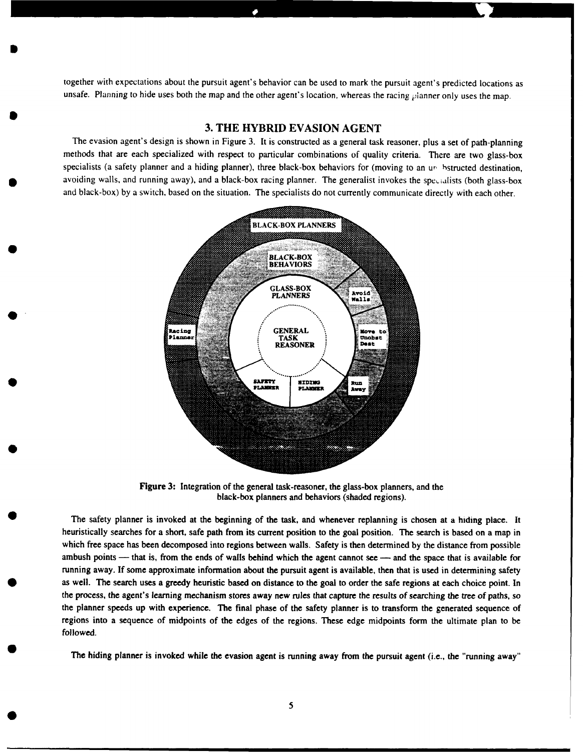together with expectations about the pursuit agent's behavior can be used to mark the pursuit agent's predicted locations as unsafe. Planning to hide uses both the map and the other agent's location, whereas the racing planner only uses the map.

## 3. THE HYBRID EVASION AGENT

The evasion agent's design is shown in Figure 3. It is constructed as a general task reasoner, plus a set of path-planning methods that are each specialized with respect to particular combinations of quality criteria. There are two glass-box specialists (a safety planner and a hiding planner), three black-box behaviors for (moving to an unobstructed destination, avoiding walls, and running away), and a black-box racing planner. The generalist invokes the specialists (both glass-box and black-box) by a switch, based on the situation. The specialists do not currently communicate directly with each other.

BLACK-BOX PLANNERS

BLACK-BOX BEHAVIORS

GLASS-BOX PLANNERS

GENERAL TASK REASONER

Avoid Walls

Move to Unobst Dest

Run Away

Racing Planner

SAFETY PLANNER

HIDING PLANNER

**Figure 3:** Integration of the general task-reasoner, the glass-box planners, and the black-box planners and behaviors (shaded regions).

The safety planner is invoked at the beginning of the task, and whenever replanning is chosen at a hiding place. It heuristically searches for a short, safe path from its current position to the goal position. The search is based on a map in which free space has been decomposed into regions between walls. Safety is then determined by the distance from possible ambush points — that is, from the ends of walls behind which the agent cannot see — and the space that is available for running away. If some approximate information about the pursuit agent is available, then that is used in determining safety as well. The search uses a greedy heuristic based on distance to the goal to order the safe regions at each choice point. In the process, the agent's learning mechanism stores away new rules that capture the results of searching the tree of paths, so the planner speeds up with experience. The final phase of the safety planner is to transform the generated sequence of regions into a sequence of midpoints of the edges of the regions. These edge midpoints form the ultimate plan to be followed.

The hiding planner is invoked while the evasion agent is running away from the pursuit agent (i.e., the "running away"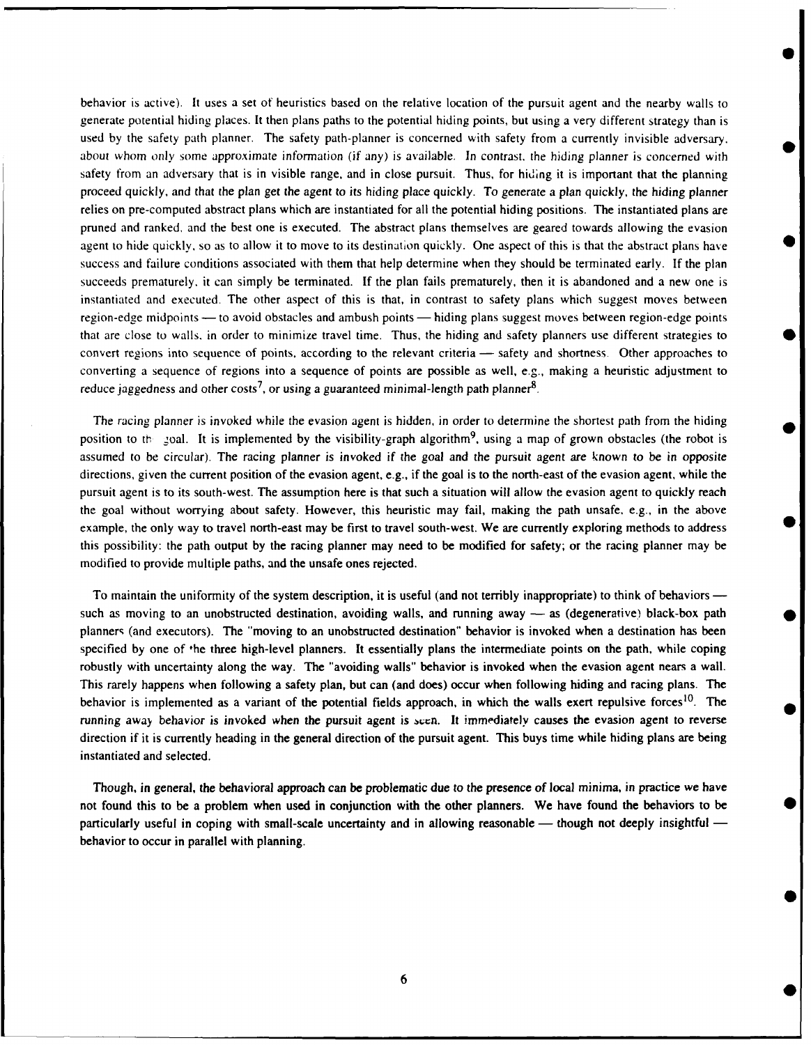behavior is active). It uses a set of heuristics based on the relative location of the pursuit agent and the nearby walls to generate potential hiding places. It then plans paths to the potential hiding points, but using a very different strategy than is used by the safety path planner. The safety path-planner is concerned with safety from a currently invisible adversary, about whom only some approximate information (if any) is available. In contrast, the hiding planner is concerned with safety from an adversary that is in visible range, and in close pursuit. Thus, for hiding it is important that the planning proceed quickly, and that the plan get the agent to its hiding place quickly. To generate a plan quickly, the hiding planner relies on pre-computed abstract plans which are instantiated for all the potential hiding positions. The instantiated plans are pruned and ranked, and the best one is executed. The abstract plans themselves are geared towards allowing the evasion agent to hide quickly, so as to allow it to move to its destination quickly. One aspect of this is that the abstract plans have success and failure conditions associated with them that help determine when they should be terminated early. If the plan succeeds prematurely, it can simply be terminated. If the plan fails prematurely, then it is abandoned and a new one is instantiated and executed. The other aspect of this is that, in contrast to safety plans which suggest moves between region-edge midpoints — to avoid obstacles and ambush points — hiding plans suggest moves between region-edge points that are close to walls, in order to minimize travel time. Thus, the hiding and safety planners use different strategies to convert regions into sequence of points, according to the relevant criteria — safety and shortness. Other approaches to converting a sequence of regions into a sequence of points are possible as well, e.g., making a heuristic adjustment to reduce jaggedness and other costs[7], or using a guaranteed minimal-length path planner[8].

The racing planner is invoked while the evasion agent is hidden, in order to determine the shortest path from the hiding position to the goal. It is implemented by the visibility-graph algorithm[9], using a map of grown obstacles (the robot is assumed to be circular). The racing planner is invoked if the goal and the pursuit agent are known to be in opposite directions, given the current position of the evasion agent, e.g., if the goal is to the north-east of the evasion agent, while the pursuit agent is to its south-west. The assumption here is that such a situation will allow the evasion agent to quickly reach the goal without worrying about safety. However, this heuristic may fail, making the path unsafe, e.g., in the above example, the only way to travel north-east may be first to travel south-west. We are currently exploring methods to address this possibility: the path output by the racing planner may need to be modified for safety; or the racing planner may be modified to provide multiple paths, and the unsafe ones rejected.

To maintain the uniformity of the system description, it is useful (and not terribly inappropriate) to think of behaviors — such as moving to an unobstructed destination, avoiding walls, and running away — as (degenerative) black-box path planners (and executors). The "moving to an unobstructed destination" behavior is invoked when a destination has been specified by one of the three high-level planners. It essentially plans the intermediate points on the path, while coping robustly with uncertainty along the way. The "avoiding walls" behavior is invoked when the evasion agent nears a wall. This rarely happens when following a safety plan, but can (and does) occur when following hiding and racing plans. The behavior is implemented as a variant of the potential fields approach, in which the walls exert repulsive forces[10]. The running away behavior is invoked when the pursuit agent is seen. It immediately causes the evasion agent to reverse direction if it is currently heading in the general direction of the pursuit agent. This buys time while hiding plans are being instantiated and selected.

Though, in general, the behavioral approach can be problematic due to the presence of local minima, in practice we have not found this to be a problem when used in conjunction with the other planners. We have found the behaviors to be particularly useful in coping with small-scale uncertainty and in allowing reasonable — though not deeply insightful — behavior to occur in parallel with planning.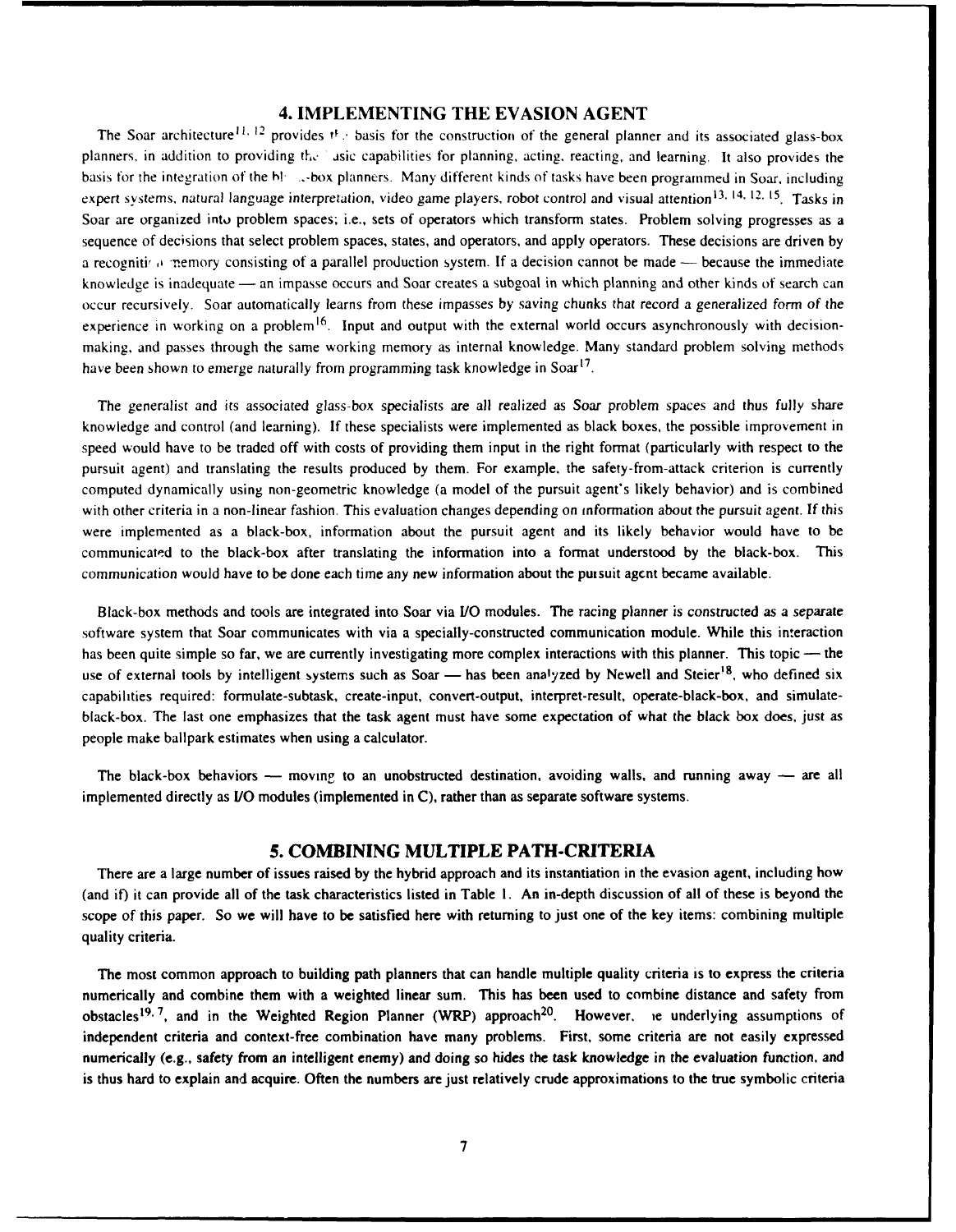## 4. IMPLEMENTING THE EVASION AGENT

The Soar architecture[11, 12] provides the basis for the construction of the general planner and its associated glass-box planners, in addition to providing the basic capabilities for planning, acting, reacting, and learning. It also provides the basis for the integration of the black-box planners. Many different kinds of tasks have been programmed in Soar, including expert systems, natural language interpretation, video game players, robot control and visual attention[13, 14, 12, 15]. Tasks in Soar are organized into problem spaces; i.e., sets of operators which transform states. Problem solving progresses as a sequence of decisions that select problem spaces, states, and operators, and apply operators. These decisions are driven by a recognition memory consisting of a parallel production system. If a decision cannot be made — because the immediate knowledge is inadequate — an impasse occurs and Soar creates a subgoal in which planning and other kinds of search can occur recursively. Soar automatically learns from these impasses by saving chunks that record a generalized form of the experience in working on a problem[16]. Input and output with the external world occurs asynchronously with decision-making, and passes through the same working memory as internal knowledge. Many standard problem solving methods have been shown to emerge naturally from programming task knowledge in Soar[17].

The generalist and its associated glass-box specialists are all realized as Soar problem spaces and thus fully share knowledge and control (and learning). If these specialists were implemented as black boxes, the possible improvement in speed would have to be traded off with costs of providing them input in the right format (particularly with respect to the pursuit agent) and translating the results produced by them. For example, the safety-from-attack criterion is currently computed dynamically using non-geometric knowledge (a model of the pursuit agent's likely behavior) and is combined with other criteria in a non-linear fashion. This evaluation changes depending on information about the pursuit agent. If this were implemented as a black-box, information about the pursuit agent and its likely behavior would have to be communicated to the black-box after translating the information into a format understood by the black-box. This communication would have to be done each time any new information about the pursuit agent became available.

Black-box methods and tools are integrated into Soar via I/O modules. The racing planner is constructed as a separate software system that Soar communicates with via a specially-constructed communication module. While this interaction has been quite simple so far, we are currently investigating more complex interactions with this planner. This topic — the use of external tools by intelligent systems such as Soar — has been analyzed by Newell and Steier[18], who defined six capabilities required: formulate-subtask, create-input, convert-output, interpret-result, operate-black-box, and simulate-black-box. The last one emphasizes that the task agent must have some expectation of what the black box does, just as people make ballpark estimates when using a calculator.

The black-box behaviors — moving to an unobstructed destination, avoiding walls, and running away — are all implemented directly as I/O modules (implemented in C), rather than as separate software systems.

## 5. COMBINING MULTIPLE PATH-CRITERIA

There are a large number of issues raised by the hybrid approach and its instantiation in the evasion agent, including how (and if) it can provide all of the task characteristics listed in Table 1. An in-depth discussion of all of these is beyond the scope of this paper. So we will have to be satisfied here with returning to just one of the key items: combining multiple quality criteria.

The most common approach to building path planners that can handle multiple quality criteria is to express the criteria numerically and combine them with a weighted linear sum. This has been used to combine distance and safety from obstacles[19, 7], and in the Weighted Region Planner (WRP) approach[20]. However, the underlying assumptions of independent criteria and context-free combination have many problems. First, some criteria are not easily expressed numerically (e.g., safety from an intelligent enemy) and doing so hides the task knowledge in the evaluation function, and is thus hard to explain and acquire. Often the numbers are just relatively crude approximations to the true symbolic criteria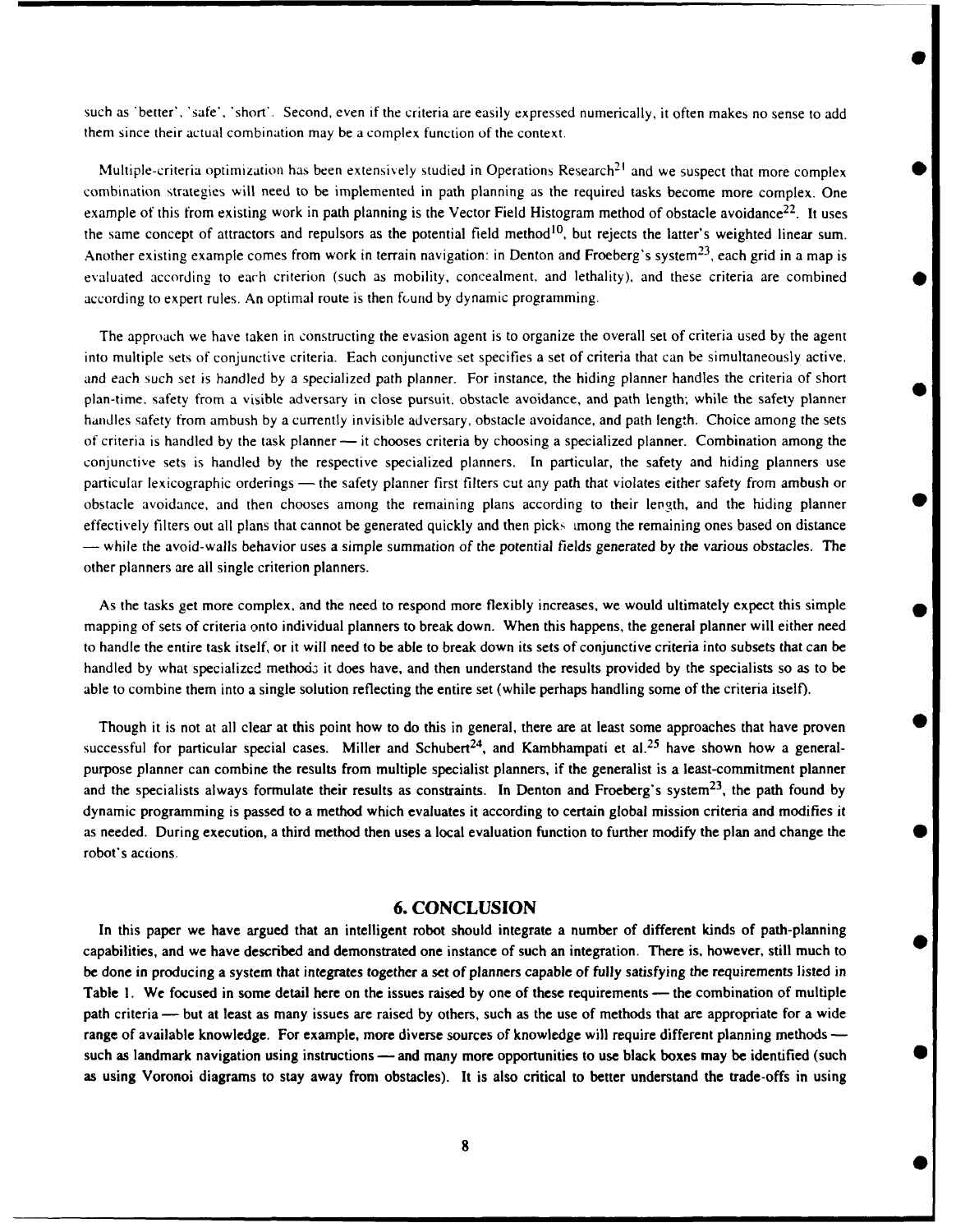such as 'better', 'safe', 'short'. Second, even if the criteria are easily expressed numerically, it often makes no sense to add them since their actual combination may be a complex function of the context.

Multiple-criteria optimization has been extensively studied in Operations Research[21] and we suspect that more complex combination strategies will need to be implemented in path planning as the required tasks become more complex. One example of this from existing work in path planning is the Vector Field Histogram method of obstacle avoidance[22]. It uses the same concept of attractors and repulsors as the potential field method[10], but rejects the latter's weighted linear sum. Another existing example comes from work in terrain navigation: in Denton and Froeberg's system[23], each grid in a map is evaluated according to each criterion (such as mobility, concealment, and lethality), and these criteria are combined according to expert rules. An optimal route is then found by dynamic programming.

The approach we have taken in constructing the evasion agent is to organize the overall set of criteria used by the agent into multiple sets of conjunctive criteria. Each conjunctive set specifies a set of criteria that can be simultaneously active, and each such set is handled by a specialized path planner. For instance, the hiding planner handles the criteria of short plan-time, safety from a visible adversary in close pursuit, obstacle avoidance, and path length; while the safety planner handles safety from ambush by a currently invisible adversary, obstacle avoidance, and path length. Choice among the sets of criteria is handled by the task planner — it chooses criteria by choosing a specialized planner. Combination among the conjunctive sets is handled by the respective specialized planners. In particular, the safety and hiding planners use particular lexicographic orderings — the safety planner first filters out any path that violates either safety from ambush or obstacle avoidance, and then chooses among the remaining plans according to their length, and the hiding planner effectively filters out all plans that cannot be generated quickly and then picks among the remaining ones based on distance — while the avoid-walls behavior uses a simple summation of the potential fields generated by the various obstacles. The other planners are all single criterion planners.

As the tasks get more complex, and the need to respond more flexibly increases, we would ultimately expect this simple mapping of sets of criteria onto individual planners to break down. When this happens, the general planner will either need to handle the entire task itself, or it will need to be able to break down its sets of conjunctive criteria into subsets that can be handled by what specialized methods it does have, and then understand the results provided by the specialists so as to be able to combine them into a single solution reflecting the entire set (while perhaps handling some of the criteria itself).

Though it is not at all clear at this point how to do this in general, there are at least some approaches that have proven successful for particular special cases. Miller and Schubert[24], and Kambhampati et al.[25] have shown how a general-purpose planner can combine the results from multiple specialist planners, if the generalist is a least-commitment planner and the specialists always formulate their results as constraints. In Denton and Froeberg's system[23], the path found by dynamic programming is passed to a method which evaluates it according to certain global mission criteria and modifies it as needed. During execution, a third method then uses a local evaluation function to further modify the plan and change the robot's actions.

## 6. CONCLUSION

In this paper we have argued that an intelligent robot should integrate a number of different kinds of path-planning capabilities, and we have described and demonstrated one instance of such an integration. There is, however, still much to be done in producing a system that integrates together a set of planners capable of fully satisfying the requirements listed in Table 1. We focused in some detail here on the issues raised by one of these requirements — the combination of multiple path criteria — but at least as many issues are raised by others, such as the use of methods that are appropriate for a wide range of available knowledge. For example, more diverse sources of knowledge will require different planning methods — such as landmark navigation using instructions — and many more opportunities to use black boxes may be identified (such as using Voronoi diagrams to stay away from obstacles). It is also critical to better understand the trade-offs in using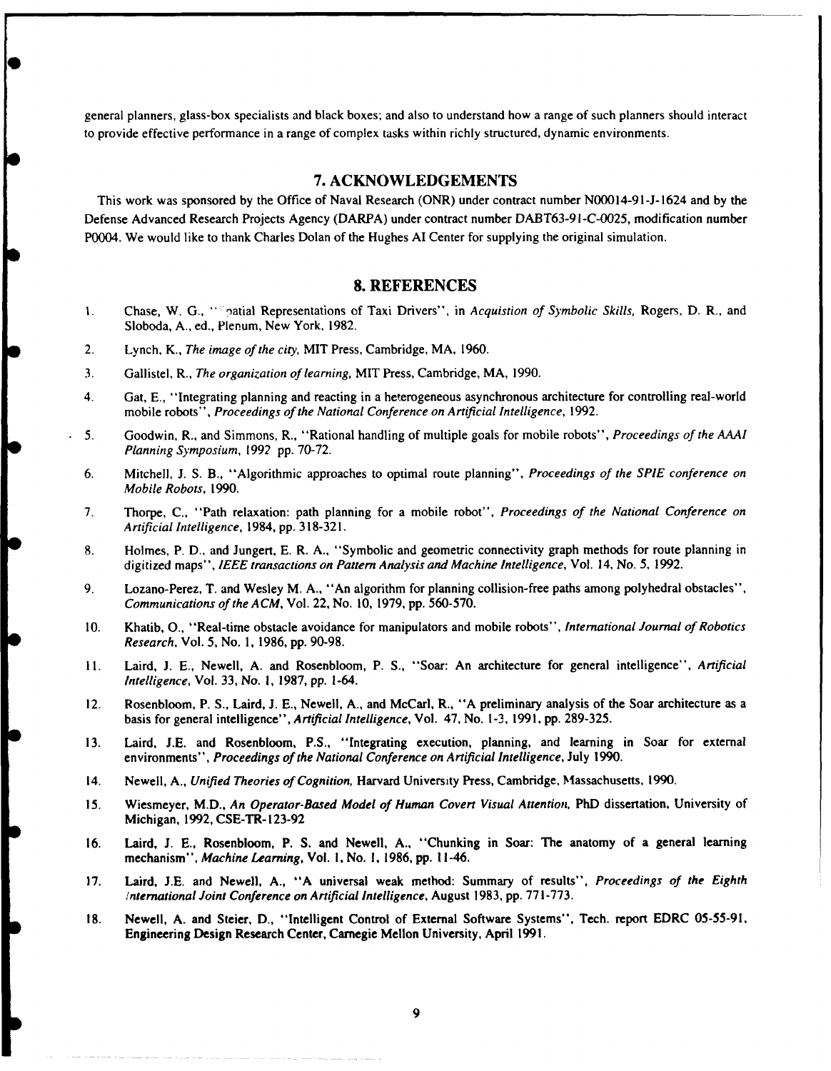general planners, glass-box specialists and black boxes; and also to understand how a range of such planners should interact to provide effective performance in a range of complex tasks within richly structured, dynamic environments.

## 7. ACKNOWLEDGEMENTS

This work was sponsored by the Office of Naval Research (ONR) under contract number N00014-91-J-1624 and by the Defense Advanced Research Projects Agency (DARPA) under contract number DABT63-91-C-0025, modification number P0004. We would like to thank Charles Dolan of the Hughes AI Center for supplying the original simulation.

## 8. REFERENCES

1. Chase, W. G., "Spatial Representations of Taxi Drivers", in *Acquistion of Symbolic Skills,* Rogers, D. R., and Sloboda, A., ed., Plenum, New York, 1982.
2. Lynch, K., *The image of the city,* MIT Press, Cambridge, MA, 1960.
3. Gallistel, R., *The organization of learning,* MIT Press, Cambridge, MA, 1990.
4. Gat, E., "Integrating planning and reacting in a heterogeneous asynchronous architecture for controlling real-world mobile robots", *Proceedings of the National Conference on Artificial Intelligence,* 1992.
5. Goodwin, R., and Simmons, R., "Rational handling of multiple goals for mobile robots", *Proceedings of the AAAI Planning Symposium,* 1992 pp. 70-72.
6. Mitchell, J. S. B., "Algorithmic approaches to optimal route planning", *Proceedings of the SPIE conference on Mobile Robots,* 1990.
7. Thorpe, C., "Path relaxation: path planning for a mobile robot", *Proceedings of the National Conference on Artificial Intelligence,* 1984, pp. 318-321.
8. Holmes, P. D., and Jungert, E. R. A., "Symbolic and geometric connectivity graph methods for route planning in digitized maps", *IEEE transactions on Pattern Analysis and Machine Intelligence,* Vol. 14, No. 5, 1992.
9. Lozano-Perez, T. and Wesley M. A., "An algorithm for planning collision-free paths among polyhedral obstacles", *Communications of the ACM,* Vol. 22, No. 10, 1979, pp. 560-570.
10. Khatib, O., "Real-time obstacle avoidance for manipulators and mobile robots", *International Journal of Robotics Research,* Vol. 5, No. 1, 1986, pp. 90-98.
11. Laird, J. E., Newell, A. and Rosenbloom, P. S., "Soar: An architecture for general intelligence", *Artificial Intelligence,* Vol. 33, No. 1, 1987, pp. 1-64.
12. Rosenbloom, P. S., Laird, J. E., Newell, A., and McCarl, R., "A preliminary analysis of the Soar architecture as a basis for general intelligence", *Artificial Intelligence,* Vol. 47, No. 1-3, 1991, pp. 289-325.
13. Laird, J.E. and Rosenbloom, P.S., "Integrating execution, planning, and learning in Soar for external environments", *Proceedings of the National Conference on Artificial Intelligence,* July 1990.
14. Newell, A., *Unified Theories of Cognition,* Harvard University Press, Cambridge, Massachusetts, 1990.
15. Wiesmeyer, M.D., *An Operator-Based Model of Human Covert Visual Attention,* PhD dissertation, University of Michigan, 1992, CSE-TR-123-92
16. Laird, J. E., Rosenbloom, P. S. and Newell, A., "Chunking in Soar: The anatomy of a general learning mechanism", *Machine Learning,* Vol. 1, No. 1, 1986, pp. 11-46.
17. Laird, J.E. and Newell, A., "A universal weak method: Summary of results", *Proceedings of the Eighth International Joint Conference on Artificial Intelligence,* August 1983, pp. 771-773.
18. Newell, A. and Steier, D., "Intelligent Control of External Software Systems", Tech. report EDRC 05-55-91, Engineering Design Research Center, Carnegie Mellon University, April 1991.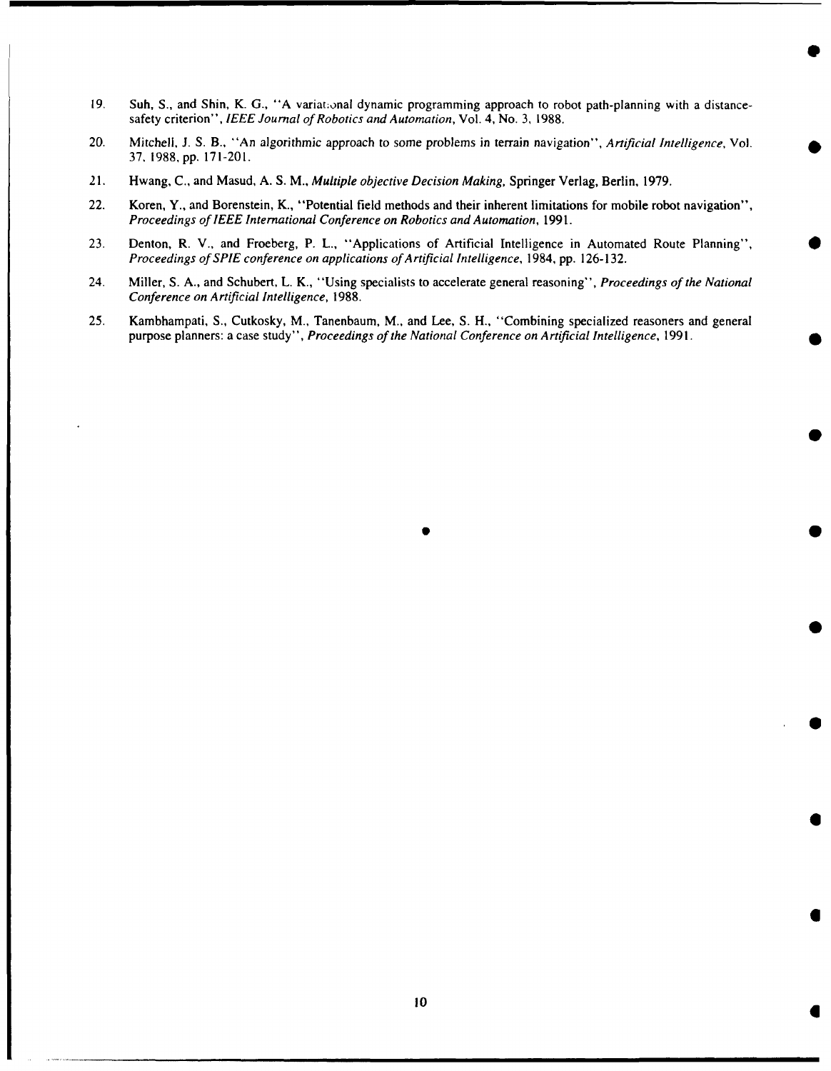19. Suh, S., and Shin, K. G., "A variational dynamic programming approach to robot path-planning with a distance-safety criterion", *IEEE Journal of Robotics and Automation*, Vol. 4, No. 3, 1988.

20. Mitchell, J. S. B., "An algorithmic approach to some problems in terrain navigation", *Artificial Intelligence*, Vol. 37, 1988, pp. 171-201.

21. Hwang, C., and Masud, A. S. M., *Multiple objective Decision Making*, Springer Verlag, Berlin, 1979.

22. Koren, Y., and Borenstein, K., "Potential field methods and their inherent limitations for mobile robot navigation", *Proceedings of IEEE International Conference on Robotics and Automation*, 1991.

23. Denton, R. V., and Froeberg, P. L., "Applications of Artificial Intelligence in Automated Route Planning", *Proceedings of SPIE conference on applications of Artificial Intelligence*, 1984, pp. 126-132.

24. Miller, S. A., and Schubert, L. K., "Using specialists to accelerate general reasoning", *Proceedings of the National Conference on Artificial Intelligence*, 1988.

25. Kambhampati, S., Cutkosky, M., Tanenbaum, M., and Lee, S. H., "Combining specialized reasoners and general purpose planners: a case study", *Proceedings of the National Conference on Artificial Intelligence*, 1991.